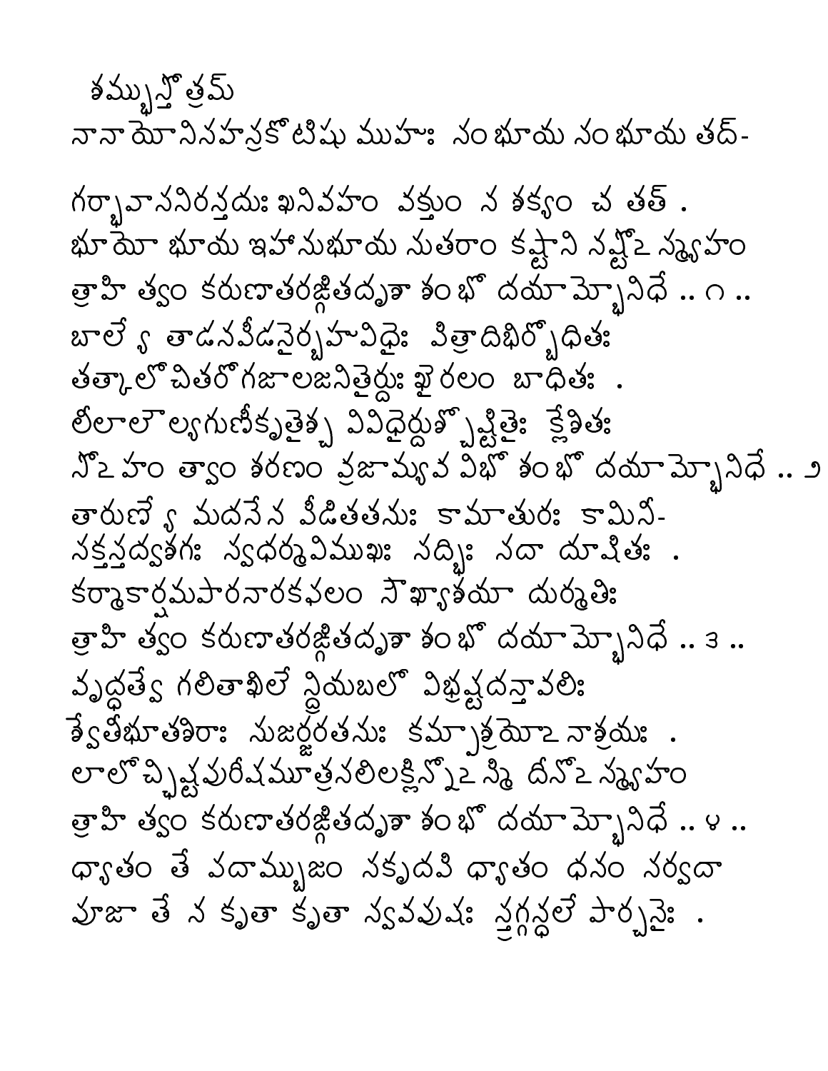# శమ్భుస్తోత్రమ్

నానాయోనిసహస్రకోటిషు ముహుః సంభూయ సంభూయ తద్-

గర్భావాసనిరన్తదుఃఖనివహం వక్తుం న శక్యం చ తత్ .
భూయో భూయ ఇహానుభూయ సుతరాం కష్టాని నష్టోఽస్మ్యహం
త్రాహి త్వం కరుణాతరఙ్గితదృశా శంభో దయామ్భోనిధే .. ౧ ..
బాల్యే తాడనపీడనైర్బహువిధైః పిత్రాదిభిర్బోధితః
తత్కాలోచితరోగజాలజనితైర్దుఃఖైరలం బాధితః .
లీలాలౌల్యగుణీకృతైశ్చ వివిధైర్దుశ్చేష్టితైః క్లేశితః
సోఽహం త్వాం శరణం వ్రజామ్యవ విభో శంభో దయామ్భోనిధే .. ౨
తారుణ్యే మదనేన పీడితతనుః కామాతురః కామినీ-
సక్తస్తద్వశగః స్వధర్మవిముఖః సద్భిః సదా దూషితః .
కర్మాకార్షమపారనారకఫలం సౌఖ్యాశయా దుర్మతిః
త్రాహి త్వం కరుణాతరఙ్గితదృశా శంభో దయామ్భోనిధే .. ౩ ..
వృద్ధత్వే గలితాఖిలేన్ద్రియబలో విభ్రష్టదన్తావలిః
శ్వేతీభూతశిరాః సుజర్జరతనుః కమ్ప్రాశ్రయోఽనాశ్రయః .
లాలోచ్ఛిష్టపురీషమూత్రసలిలక్లిన్నోఽస్మి దీనోఽస్మ్యహం
త్రాహి త్వం కరుణాతరఙ్గితదృశా శంభో దయామ్భోనిధే .. ౪ ..
ధ్యాతం తే పదామ్బుజం సకృదపి ధ్యాతం ధనం సర్వదా
పూజా తే న కృతా కృతా స్వవపుషః స్రగ్గన్ధలేపార్చనైః .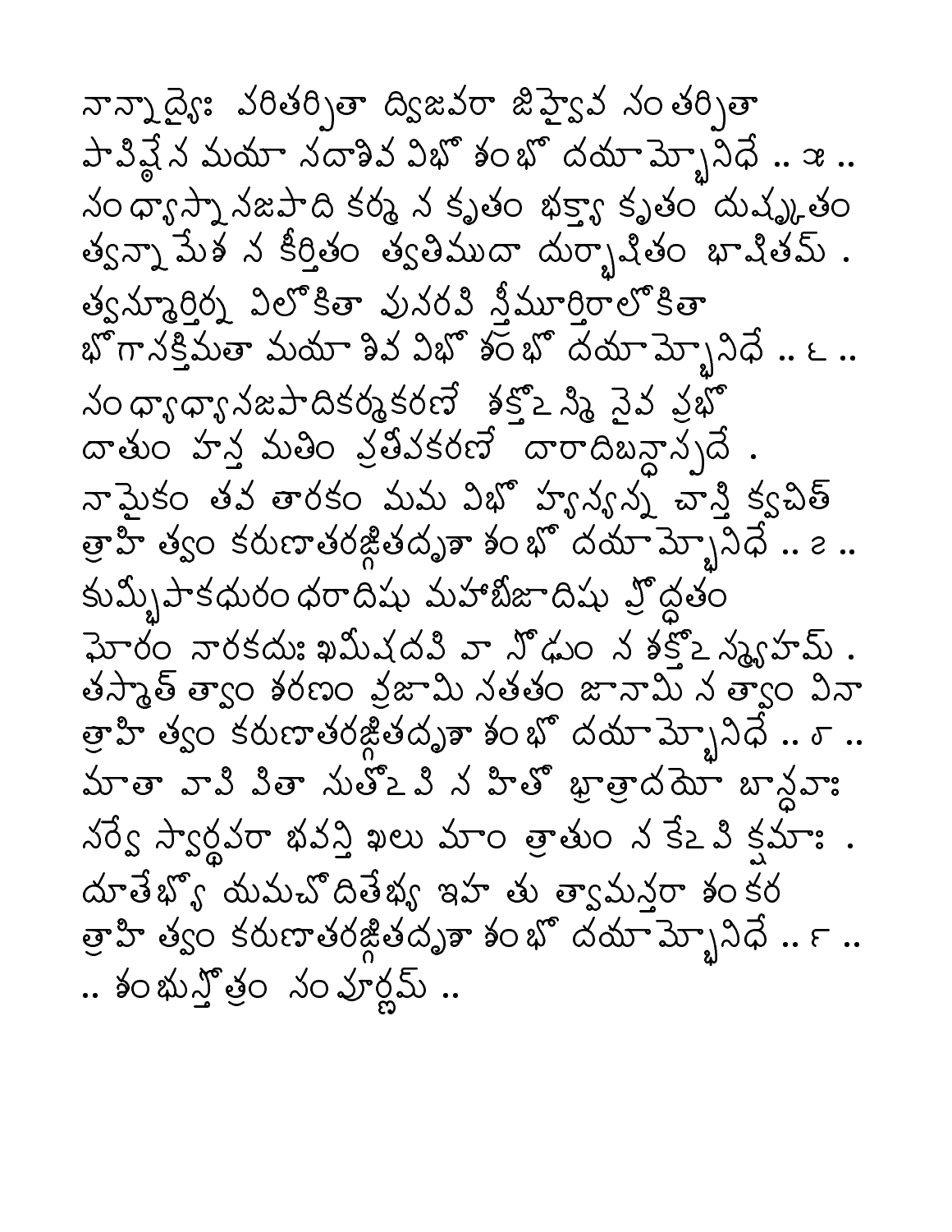నాన్నాద్యైః పరితర్పితా ద్విజవరా జిహ్వైవ సంతర్పితా
పాపిష్ఠేన మయా సదాశివ విభో శంభో దయామ్భోనిధే .. ౫ ..
సంధ్యాస్నానజపాది కర్మ న కృతం భక్త్యా కృతం దుష్కృతం
త్వన్నామేశ న కీర్తితం త్వతిముదా దుర్భాషితం భాషితమ్ .
త్వన్మూర్తిర్న విలోకితా పునరపి స్త్రీమూర్తిరాలోకితా
భోగాసక్తిమతా మయా శివ విభో శంభో దయామ్భోనిధే .. ౬ ..
సంధ్యాధ్యానజపాదికర్మకరణే శక్తోఽస్మి నైవ ప్రభో
దాతుం హన్త మతిం ప్రతీపకరణే దారాదిబన్ధాస్పదే .
నాపైకం తవ తారకం మమ విభో హ్యన్యన్న చాస్తి క్వచిత్
త్రాహి త్వం కరుణాతరఙ్గితదృశా శంభో దయామ్భోనిధే .. ౭ ..
కుమ్భీపాకధురంధరాదిషు మహాబీజాదిషు ప్రోద్ధతం
ఘోరం నారకదుఃఖమీషదపి వా సోఢుం న శక్తోఽస్మ్యహమ్ .
తస్మాత్ త్వాం శరణం వ్రజామి సతతం జానామి న త్వాం వినా
త్రాహి త్వం కరుణాతరఙ్గితదృశా శంభో దయామ్భోనిధే .. ౮ ..
మాతా వాపి పితా సుతోఽపి న హితో భ్రాత్రాదయో బాన్ధవాః
సర్వే స్వార్థపరా భవన్తి ఖలు మాం త్రాతుం న కేఽపి క్షమాః .
దూతేభ్యో యమచోదితేభ్య ఇహ తు త్వామన్తరా శంకర
త్రాహి త్వం కరుణాతరఙ్గితదృశా శంభో దయామ్భోనిధే .. ౯ ..
.. శంభుస్తోత్రం సంపూర్ణమ్ ..